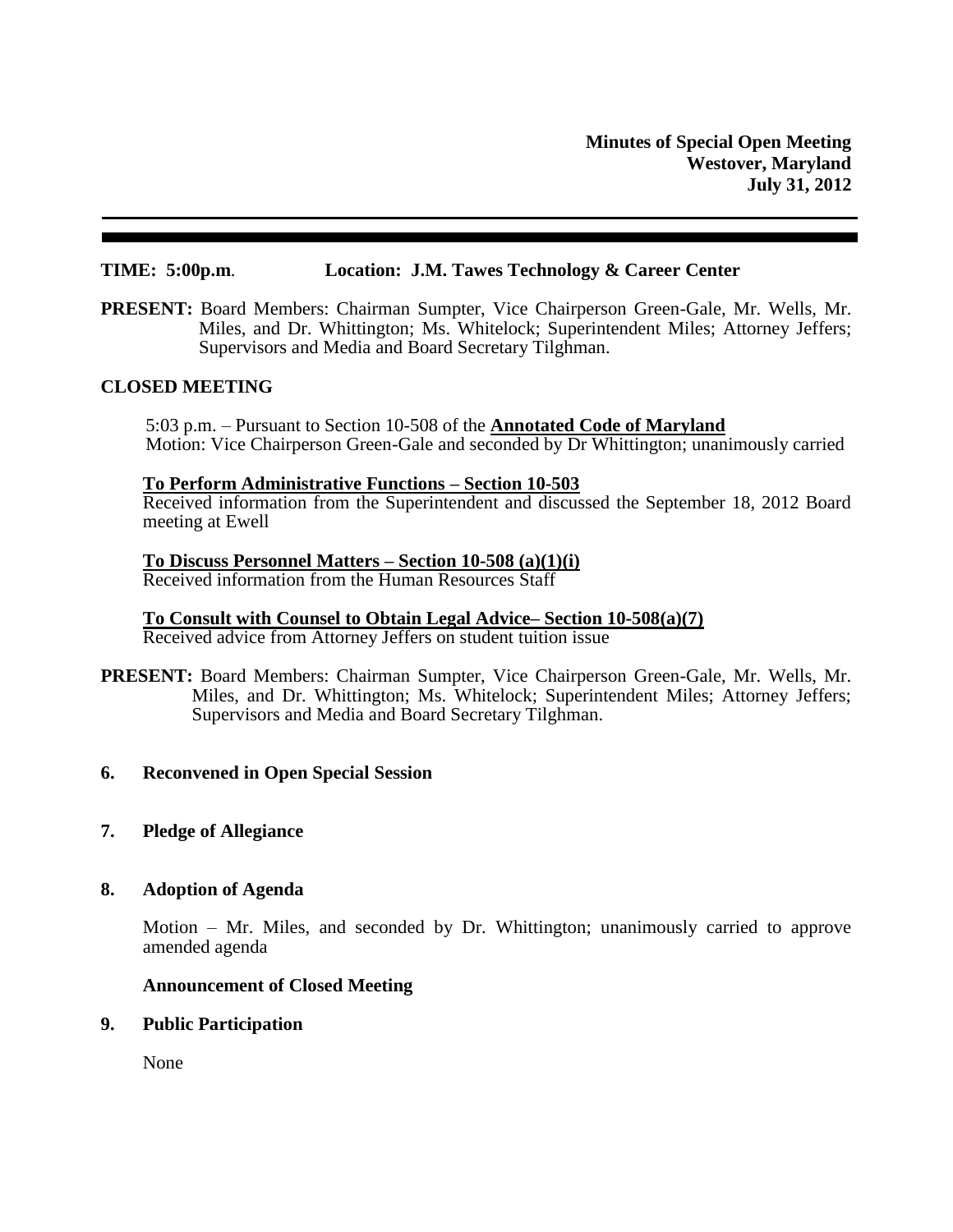**Minutes of Special Open Meeting**
**Westover, Maryland**
**July 31, 2012**

---

**TIME: 5:00p.m**. **Location: J.M. Tawes Technology & Career Center**

**PRESENT:** Board Members: Chairman Sumpter, Vice Chairperson Green-Gale, Mr. Wells, Mr. Miles, and Dr. Whittington; Ms. Whitelock; Superintendent Miles; Attorney Jeffers; Supervisors and Media and Board Secretary Tilghman.

**CLOSED MEETING**

5:03 p.m. – Pursuant to Section 10-508 of the **Annotated Code of Maryland**
Motion: Vice Chairperson Green-Gale and seconded by Dr Whittington; unanimously carried

**To Perform Administrative Functions – Section 10-503**
Received information from the Superintendent and discussed the September 18, 2012 Board meeting at Ewell

**To Discuss Personnel Matters – Section 10-508 (a)(1)(i)**
Received information from the Human Resources Staff

**To Consult with Counsel to Obtain Legal Advice– Section 10-508(a)(7)**
Received advice from Attorney Jeffers on student tuition issue

**PRESENT:** Board Members: Chairman Sumpter, Vice Chairperson Green-Gale, Mr. Wells, Mr. Miles, and Dr. Whittington; Ms. Whitelock; Superintendent Miles; Attorney Jeffers; Supervisors and Media and Board Secretary Tilghman.

**6. Reconvened in Open Special Session**

**7. Pledge of Allegiance**

**8. Adoption of Agenda**

Motion – Mr. Miles, and seconded by Dr. Whittington; unanimously carried to approve amended agenda

**Announcement of Closed Meeting**

**9. Public Participation**

None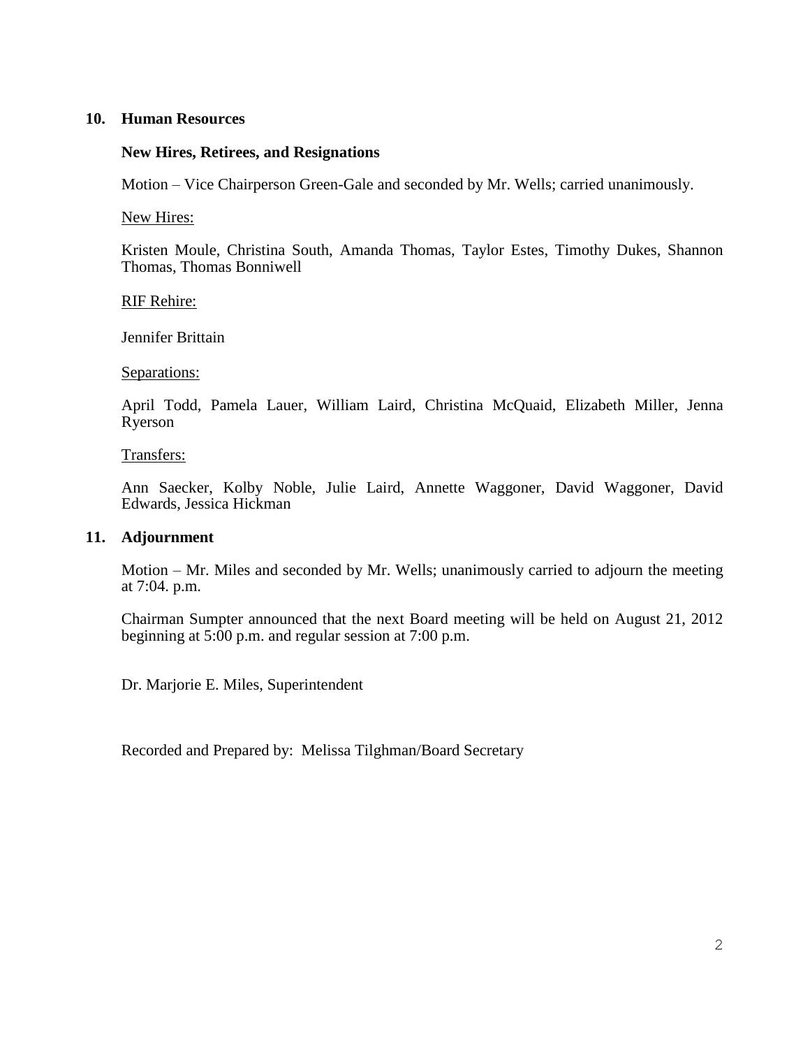## 10. Human Resources

### New Hires, Retirees, and Resignations

Motion – Vice Chairperson Green-Gale and seconded by Mr. Wells; carried unanimously.

New Hires:

Kristen Moule, Christina South, Amanda Thomas, Taylor Estes, Timothy Dukes, Shannon Thomas, Thomas Bonniwell

RIF Rehire:

Jennifer Brittain

Separations:

April Todd, Pamela Lauer, William Laird, Christina McQuaid, Elizabeth Miller, Jenna Ryerson

Transfers:

Ann Saecker, Kolby Noble, Julie Laird, Annette Waggoner, David Waggoner, David Edwards, Jessica Hickman

## 11. Adjournment

Motion – Mr. Miles and seconded by Mr. Wells; unanimously carried to adjourn the meeting at 7:04. p.m.

Chairman Sumpter announced that the next Board meeting will be held on August 21, 2012 beginning at 5:00 p.m. and regular session at 7:00 p.m.

Dr. Marjorie E. Miles, Superintendent

Recorded and Prepared by: Melissa Tilghman/Board Secretary